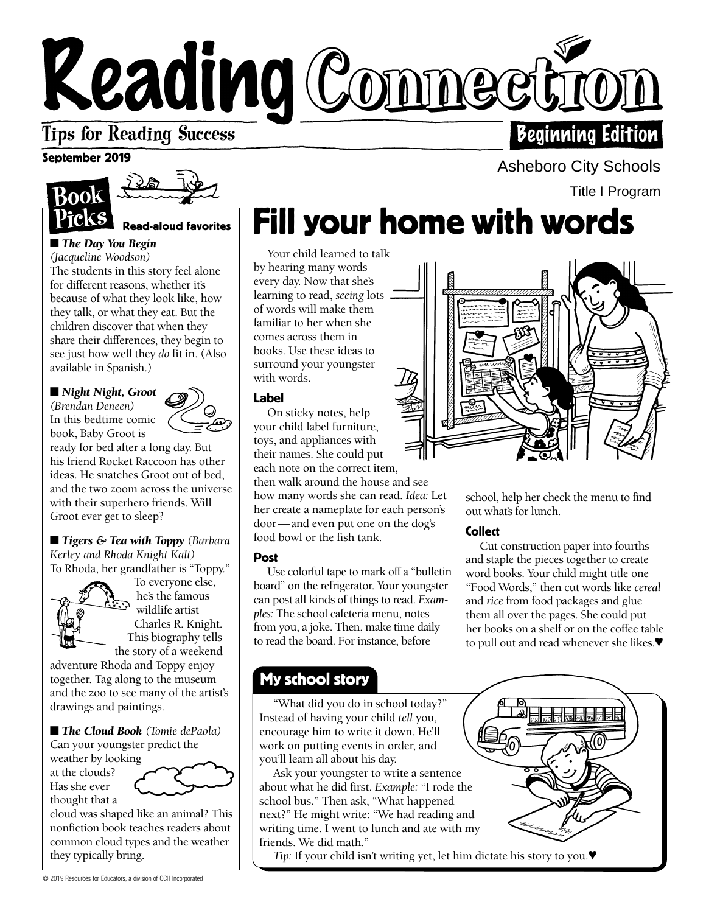# Reading Connection

Tips for Reading Success

Beginning Edition

September 2019

Asheboro City Schools

Title I Program

## Book Picks

**Read-aloud favorites**

■ ***The Day You Begin*** *(Jacqueline Woodson)*
The students in this story feel alone for different reasons, whether it's because of what they look like, how they talk, or what they eat. But the children discover that when they share their differences, they begin to see just how well they *do* fit in. (Also available in Spanish.)

■ ***Night Night, Groot*** *(Brendan Deneen)*
In this bedtime comic book, Baby Groot is ready for bed after a long day. But his friend Rocket Raccoon has other ideas. He snatches Groot out of bed, and the two zoom across the universe with their superhero friends. Will Groot ever get to sleep?

■ ***Tigers & Tea with Toppy*** *(Barbara Kerley and Rhoda Knight Kalt)*
To Rhoda, her grandfather is "Toppy." To everyone else, he's the famous wildlife artist Charles R. Knight. This biography tells the story of a weekend adventure Rhoda and Toppy enjoy together. Tag along to the museum and the zoo to see many of the artist's drawings and paintings.

■ ***The Cloud Book*** *(Tomie dePaola)*
Can your youngster predict the weather by looking at the clouds? Has she ever thought that a cloud was shaped like an animal? This nonfiction book teaches readers about common cloud types and the weather they typically bring.

## Fill your home with words

Your child learned to talk by hearing many words every day. Now that she's learning to read, *seeing* lots of words will make them familiar to her when she comes across them in books. Use these ideas to surround your youngster with words.

### Label

On sticky notes, help your child label furniture, toys, and appliances with their names. She could put each note on the correct item, then walk around the house and see how many words she can read. *Idea:* Let her create a nameplate for each person's door—and even put one on the dog's food bowl or the fish tank.

### Post

Use colorful tape to mark off a "bulletin board" on the refrigerator. Your youngster can post all kinds of things to read. *Examples:* The school cafeteria menu, notes from you, a joke. Then, make time daily to read the board. For instance, before school, help her check the menu to find out what's for lunch.

### Collect

Cut construction paper into fourths and staple the pieces together to create word books. Your child might title one "Food Words," then cut words like *cereal* and *rice* from food packages and glue them all over the pages. She could put her books on a shelf or on the coffee table to pull out and read whenever she likes.♥

## My school story

"What did you do in school today?" Instead of having your child *tell* you, encourage him to write it down. He'll work on putting events in order, and you'll learn all about his day.

Ask your youngster to write a sentence about what he did first. *Example:* "I rode the school bus." Then ask, "What happened next?" He might write: "We had reading and writing time. I went to lunch and ate with my friends. We did math."

*Tip:* If your child isn't writing yet, let him dictate his story to you.♥

© 2019 Resources for Educators, a division of CCH Incorporated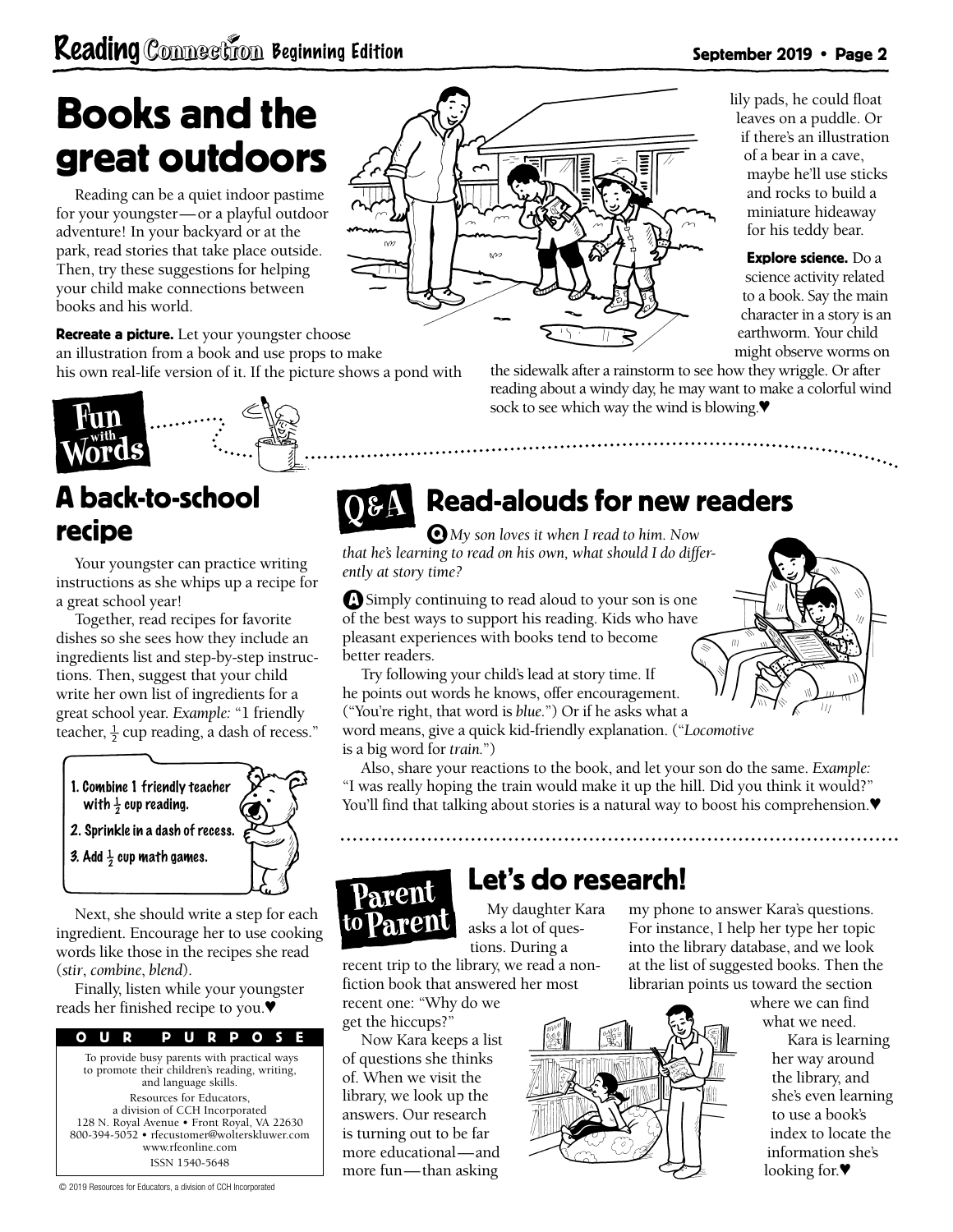# Books and the great outdoors

Reading can be a quiet indoor pastime for your youngster—or a playful outdoor adventure! In your backyard or at the park, read stories that take place outside. Then, try these suggestions for helping your child make connections between books and his world.

**Recreate a picture.** Let your youngster choose an illustration from a book and use props to make his own real-life version of it. If the picture shows a pond with lily pads, he could float leaves on a puddle. Or if there's an illustration of a bear in a cave, maybe he'll use sticks and rocks to build a miniature hideaway for his teddy bear.

**Explore science.** Do a science activity related to a book. Say the main character in a story is an earthworm. Your child might observe worms on the sidewalk after a rainstorm to see how they wriggle. Or after reading about a windy day, he may want to make a colorful wind sock to see which way the wind is blowing.♥

## Fun with Words

### A back-to-school recipe

Your youngster can practice writing instructions as she whips up a recipe for a great school year!

Together, read recipes for favorite dishes so she sees how they include an ingredients list and step-by-step instructions. Then, suggest that your child write her own list of ingredients for a great school year. *Example:* "1 friendly teacher, $\frac{1}{2}$ cup reading, a dash of recess."

1. Combine 1 friendly teacher with $\frac{1}{2}$ cup reading.
2. Sprinkle in a dash of recess.
3. Add $\frac{1}{2}$ cup math games.

Next, she should write a step for each ingredient. Encourage her to use cooking words like those in the recipes she read (*stir*, *combine*, *blend*).

Finally, listen while your youngster reads her finished recipe to you.♥

## Q&A Read-alouds for new readers

**Q** *My son loves it when I read to him. Now that he's learning to read on his own, what should I do differently at story time?*

**A** Simply continuing to read aloud to your son is one of the best ways to support his reading. Kids who have pleasant experiences with books tend to become better readers.

Try following your child's lead at story time. If he points out words he knows, offer encouragement. ("You're right, that word is *blue*.") Or if he asks what a word means, give a quick kid-friendly explanation. ("*Locomotive* is a big word for *train*.")

Also, share your reactions to the book, and let your son do the same. *Example:* "I was really hoping the train would make it up the hill. Did you think it would?" You'll find that talking about stories is a natural way to boost his comprehension.♥

## Parent to Parent: Let's do research!

My daughter Kara asks a lot of questions. During a recent trip to the library, we read a nonfiction book that answered her most recent one: "Why do we get the hiccups?"

Now Kara keeps a list of questions she thinks of. When we visit the library, we look up the answers. Our research is turning out to be far more educational—and more fun—than asking my phone to answer Kara's questions. For instance, I help her type her topic into the library database, and we look at the list of suggested books. Then the librarian points us toward the section where we can find what we need.

Kara is learning her way around the library, and she's even learning to use a book's index to locate the information she's looking for.♥

---

**OUR PURPOSE**

To provide busy parents with practical ways to promote their children's reading, writing, and language skills.

Resources for Educators, a division of CCH Incorporated
128 N. Royal Avenue • Front Royal, VA 22630
800-394-5052 • rfecustomer@wolterskluwer.com
www.rfeonline.com
ISSN 1540-5648

© 2019 Resources for Educators, a division of CCH Incorporated